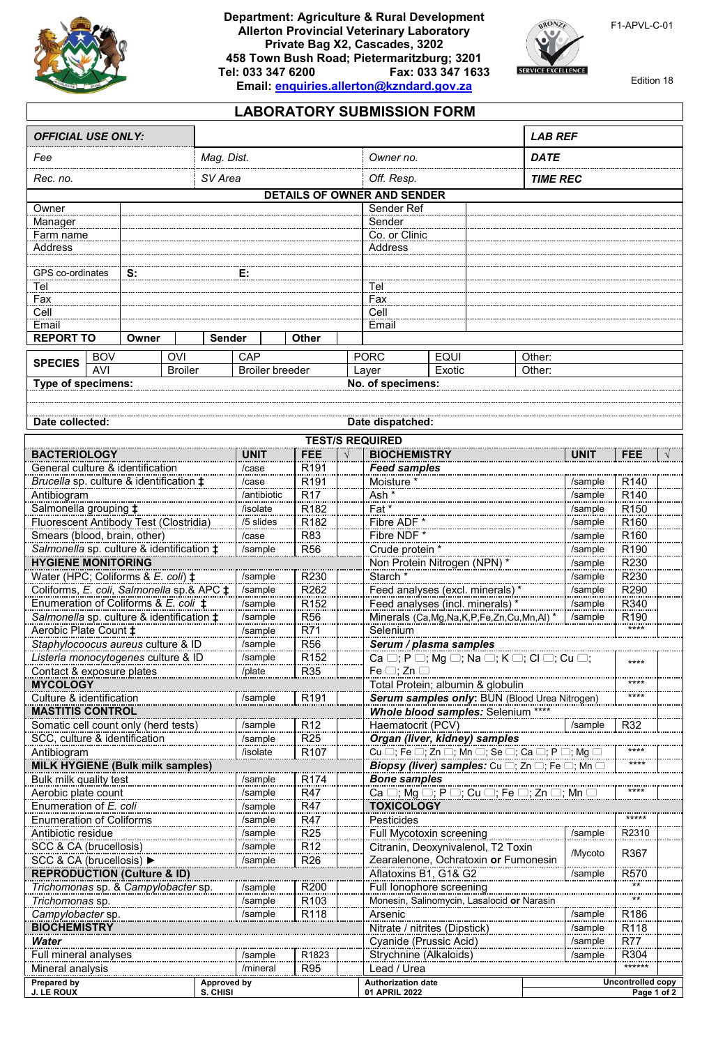**Department: Agriculture & Rural Development**
**Allerton Provincial Veterinary Laboratory**
**Private Bag X2, Cascades, 3202**
**458 Town Bush Road; Pietermaritzburg; 3201**
**Tel: 033 347 6200 Fax: 033 347 1633**
**Email: enquiries.allerton@kzndard.gov.za**

F1-APVL-C-01

Edition 18

# LABORATORY SUBMISSION FORM

| *OFFICIAL USE ONLY:* | | | *LAB REF* |
|---|---|---|---|
| *Fee* | *Mag. Dist.* | *Owner no.* | *DATE* |
| *Rec. no.* | *SV Area* | *Off. Resp.* | *TIME REC* |

## DETAILS OF OWNER AND SENDER

| | | | | |
|---|---|---|---|---|
| Owner | | | Sender Ref | |
| Manager | | | Sender | |
| Farm name | | | Co. or Clinic | |
| Address | | | Address | |
| | | | | |
| GPS co-ordinates | **S:** | **E:** | | |
| Tel | | | Tel | |
| Fax | | | Fax | |
| Cell | | | Cell | |
| Email | | | Email | |
| **REPORT TO** | **Owner** | **Sender** | **Other** | |

| **SPECIES** | BOV | OVI | CAP | PORC | EQUI | Other: |
|---|---|---|---|---|---|---|
| | AVI | Broiler | Broiler breeder | Layer | Exotic | Other: |

**Type of specimens:** **No. of specimens:**

**Date collected:** **Date dispatched:**

## TEST/S REQUIRED

| **BACTERIOLOGY** | **UNIT** | **FEE** | √ | **BIOCHEMISTRY** | **UNIT** | **FEE** | √ |
|---|---|---|---|---|---|---|---|
| General culture & identification | /case | R191 | | ***Feed samples*** | | | |
| *Brucella* sp. culture & identification ‡ | /case | R191 | | Moisture * | /sample | R140 | |
| Antibiogram | /antibiotic | R17 | | Ash * | /sample | R140 | |
| Salmonella grouping ‡ | /isolate | R182 | | Fat * | /sample | R150 | |
| Fluorescent Antibody Test (Clostridia) | /5 slides | R182 | | Fibre ADF * | /sample | R160 | |
| Smears (blood, brain, other) | /case | R83 | | Fibre NDF * | /sample | R160 | |
| *Salmonella* sp. culture & identification ‡ | /sample | R56 | | Crude protein * | /sample | R190 | |
| **HYGIENE MONITORING** | | | | Non Protein Nitrogen (NPN) * | /sample | R230 | |
| Water (HPC; Coliforms & *E. coli*) ‡ | /sample | R230 | | Starch * | /sample | R230 | |
| Coliforms, *E. coli*, *Salmonella* sp.& APC ‡ | /sample | R262 | | Feed analyses (excl. minerals) * | /sample | R290 | |
| Enumeration of Coliforms & *E. coli* ‡ | /sample | R152 | | Feed analyses (incl. minerals) * | /sample | R340 | |
| *Salmonella* sp. culture & identification ‡ | /sample | R56 | | Minerals (Ca,Mg,Na,K,P,Fe,Zn,Cu,Mn,Al) * | /sample | R190 | |
| Aerobic Plate Count ‡ | /sample | R71 | | Selenium | | **** | |
| *Staphylocoocus aureus* culture & ID | /sample | R56 | | ***Serum / plasma samples*** | | | |
| *Listeria monocytogenes* culture & ID | /sample | R152 | | Ca ☐; P ☐; Mg ☐; Na ☐; K ☐; Cl ☐; Cu ☐; Fe ☐; Zn ☐ | | **** | |
| Contact & exposure plates | /plate | R35 | | | | | |
| **MYCOLOGY** | | | | Total Protein; albumin & globulin | | **** | |
| Culture & identification | /sample | R191 | | ***Serum samples only*: BUN** (Blood Urea Nitrogen) | | **** | |
| **MASTITIS CONTROL** | | | | ***Whole blood samples:*** Selenium **** | | | |
| Somatic cell count only (herd tests) | /sample | R12 | | Haematocrit (PCV) | /sample | R32 | |
| SCC, culture & identification | /sample | R25 | | ***Organ (liver, kidney) samples*** | | | |
| Antibiogram | /isolate | R107 | | Cu ☐; Fe ☐; Zn ☐; Mn ☐; Se ☐; Ca ☐; P ☐; Mg ☐ | | **** | |
| **MILK HYGIENE (Bulk milk samples)** | | | | ***Biopsy (liver) samples:*** Cu ☐; Zn ☐; Fe ☐; Mn ☐ | | **** | |
| Bulk milk quality test | /sample | R174 | | ***Bone samples*** | | | |
| Aerobic plate count | /sample | R47 | | Ca ☐; Mg ☐; P ☐; Cu ☐; Fe ☐; Zn ☐; Mn ☐ | | **** | |
| Enumeration of *E. coli* | /sample | R47 | | **TOXICOLOGY** | | | |
| Enumeration of Coliforms | /sample | R47 | | Pesticides | | ***** | |
| Antibiotic residue | /sample | R25 | | Full Mycotoxin screening | /sample | R2310 | |
| SCC & CA (brucellosis) | /sample | R12 | | Citranin, Deoxynivalenol, T2 Toxin Zearalenone, Ochratoxin **or** Fumonesin | /Mycoto | R367 | |
| SCC & CA (brucellosis) ► | /sample | R26 | | | | | |
| **REPRODUCTION (Culture & ID)** | | | | Aflatoxins B1, G1& G2 | /sample | R570 | |
| *Trichomonas* sp. & *Campylobacter* sp. | /sample | R200 | | Full Ionophore screening | | ** | |
| *Trichomonas* sp. | /sample | R103 | | Monesin, Salinomycin, Lasalocid **or** Narasin | | ** | |
| *Campylobacter* sp. | /sample | R118 | | Arsenic | /sample | R186 | |
| **BIOCHEMISTRY** | | | | Nitrate / nitrites (Dipstick) | /sample | R118 | |
| ***Water*** | | | | Cyanide (Prussic Acid) | /sample | R77 | |
| Full mineral analyses | /sample | R1823 | | Strychnine (Alkaloids) | /sample | R304 | |
| Mineral analysis | /mineral | R95 | | Lead / Urea | | ****** | |

| **Prepared by** | **Approved by** | **Authorization date** | **Uncontrolled copy** |
|---|---|---|---|
| **J. LE ROUX** | **S. CHISI** | **01 APRIL 2022** | |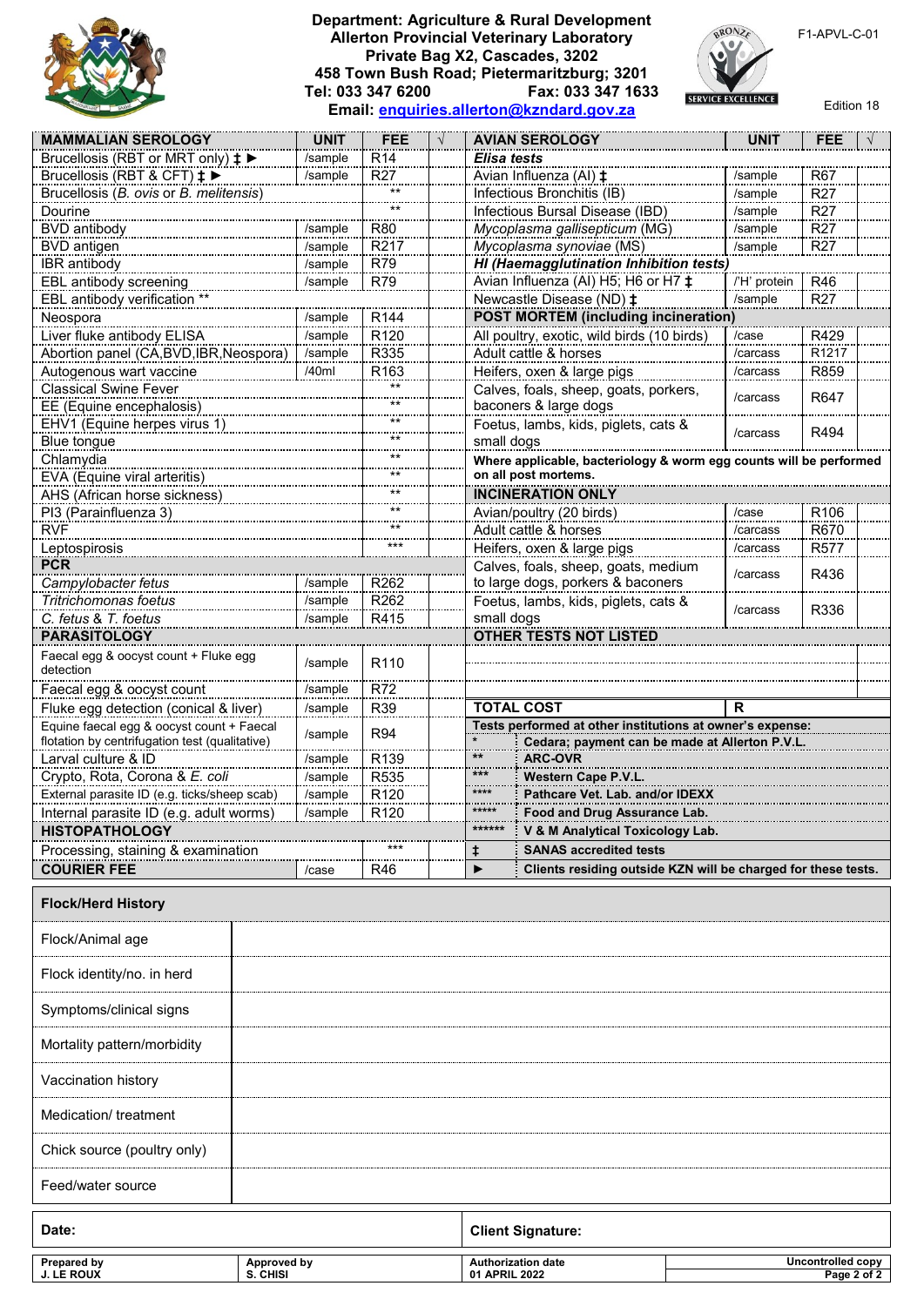**Department: Agriculture & Rural Development**
**Allerton Provincial Veterinary Laboratory**
**Private Bag X2, Cascades, 3202**
**458 Town Bush Road; Pietermaritzburg; 3201**
**Tel: 033 347 6200 Fax: 033 347 1633**
**Email: enquiries.allerton@kzndard.gov.za**

F1-APVL-C-01

Edition 18

| MAMMALIAN SEROLOGY | UNIT | FEE | √ |
|---|---|---|---|
| Brucellosis (RBT or MRT only) ‡ ► | /sample | R14 | |
| Brucellosis (RBT & CFT) ‡ ► | /sample | R27 | |
| Brucellosis (*B. ovis* or *B. melitensis*) | | ** | |
| Dourine | | ** | |
| BVD antibody | /sample | R80 | |
| BVD antigen | /sample | R217 | |
| IBR antibody | /sample | R79 | |
| EBL antibody screening | /sample | R79 | |
| EBL antibody verification ** | | | |
| Neospora | /sample | R144 | |
| Liver fluke antibody ELISA | /sample | R120 | |
| Abortion panel (CA,BVD,IBR,Neospora) | /sample | R335 | |
| Autogenous wart vaccine | /40ml | R163 | |
| Classical Swine Fever | | ** | |
| EE (Equine encephalosis) | | ** | |
| EHV1 (Equine herpes virus 1) | | ** | |
| Blue tongue | | ** | |
| Chlamydia | | ** | |
| EVA (Equine viral arteritis) | | ** | |
| AHS (African horse sickness) | | ** | |
| PI3 (Parainfluenza 3) | | ** | |
| RVF | | ** | |
| Leptospirosis | | *** | |
| **PCR** | | | |
| *Campylobacter fetus* | /sample | R262 | |
| *Tritrichomonas foetus* | /sample | R262 | |
| *C. fetus* & *T. foetus* | /sample | R415 | |
| **PARASITOLOGY** | | | |
| Faecal egg & oocyst count + Fluke egg detection | /sample | R110 | |
| Faecal egg & oocyst count | /sample | R72 | |
| Fluke egg detection (conical & liver) | /sample | R39 | |
| Equine faecal egg & oocyst count + Faecal flotation by centrifugation test (qualitative) | /sample | R94 | |
| Larval culture & ID | /sample | R139 | |
| Crypto, Rota, Corona & *E. coli* | /sample | R535 | |
| External parasite ID (e.g. ticks/sheep scab) | /sample | R120 | |
| Internal parasite ID (e.g. adult worms) | /sample | R120 | |
| **HISTOPATHOLOGY** | | | |
| Processing, staining & examination | | *** | |
| **COURIER FEE** | /case | R46 | |

| AVIAN SEROLOGY | UNIT | FEE | √ |
|---|---|---|---|
| ***Elisa tests*** | | | |
| Avian Influenza (AI) ‡ | /sample | R67 | |
| Infectious Bronchitis (IB) | /sample | R27 | |
| Infectious Bursal Disease (IBD) | /sample | R27 | |
| *Mycoplasma gallisepticum* (MG) | /sample | R27 | |
| *Mycoplasma synoviae* (MS) | /sample | R27 | |
| ***HI (Haemagglutination Inhibition tests)*** | | | |
| Avian Influenza (AI) H5; H6 or H7 ‡ | /'H' protein | R46 | |
| Newcastle Disease (ND) ‡ | /sample | R27 | |
| **POST MORTEM (including incineration)** | | | |
| All poultry, exotic, wild birds (10 birds) | /case | R429 | |
| Adult cattle & horses | /carcass | R1217 | |
| Heifers, oxen & large pigs | /carcass | R859 | |
| Calves, foals, sheep, goats, porkers, baconers & large dogs | /carcass | R647 | |
| Foetus, lambs, kids, piglets, cats & small dogs | /carcass | R494 | |
| **Where applicable, bacteriology & worm egg counts will be performed on all post mortems.** | | | |
| **INCINERATION ONLY** | | | |
| Avian/poultry (20 birds) | /case | R106 | |
| Adult cattle & horses | /carcass | R670 | |
| Heifers, oxen & large pigs | /carcass | R577 | |
| Calves, foals, sheep, goats, medium to large dogs, porkers & baconers | /carcass | R436 | |
| Foetus, lambs, kids, piglets, cats & small dogs | /carcass | R336 | |
| **OTHER TESTS NOT LISTED** | | | |
| | | | |
| | | | |
| **TOTAL COST** | **R** | | |

**Tests performed at other institutions at owner's expense:**

| | |
|---|---|
| * | **Cedara; payment can be made at Allerton P.V.L.** |
| ** | **ARC-OVR** |
| *** | **Western Cape P.V.L.** |
| **** | **Pathcare Vet. Lab. and/or IDEXX** |
| ***** | **Food and Drug Assurance Lab.** |
| ****** | **V & M Analytical Toxicology Lab.** |
| ‡ | **SANAS accredited tests** |
| ► | **Clients residing outside KZN will be charged for these tests.** |

| **Flock/Herd History** | |
|---|---|
| Flock/Animal age | |
| Flock identity/no. in herd | |
| Symptoms/clinical signs | |
| Mortality pattern/morbidity | |
| Vaccination history | |
| Medication/ treatment | |
| Chick source (poultry only) | |
| Feed/water source | |

| **Date:** | **Client Signature:** |
|---|---|

| Prepared by | Approved by | Authorization date | Uncontrolled copy |
|---|---|---|---|
| J. LE ROUX | S. CHISI | 01 APRIL 2022 | |